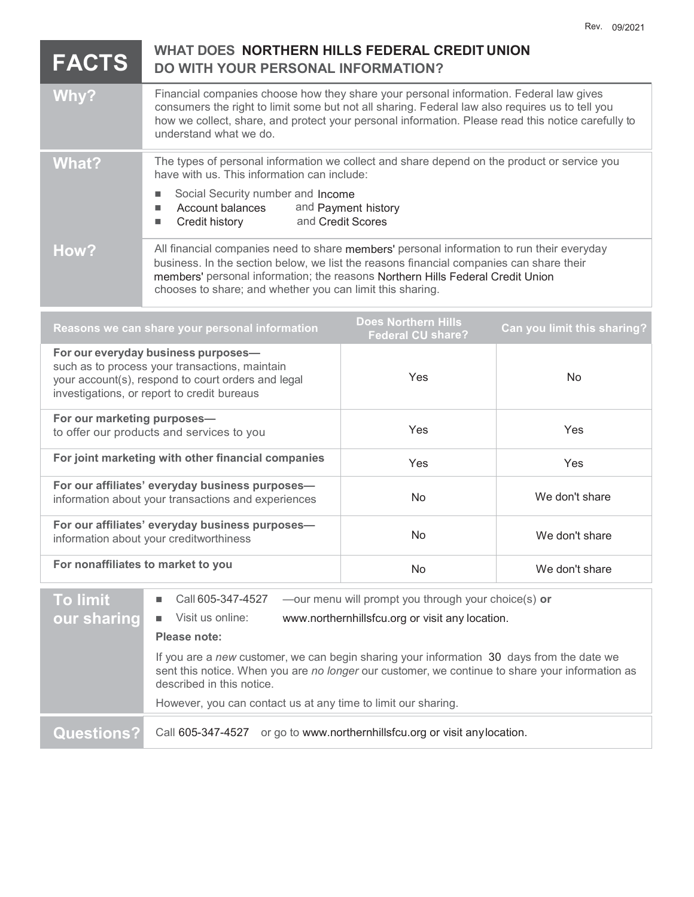Rev. 09/2021

# FACTS — WHAT DOES NORTHERN HILLS FEDERAL CREDIT UNION DO WITH YOUR PERSONAL INFORMATION?

## Why?

Financial companies choose how they share your personal information. Federal law gives consumers the right to limit some but not all sharing. Federal law also requires us to tell you how we collect, share, and protect your personal information. Please read this notice carefully to understand what we do.

## What?

The types of personal information we collect and share depend on the product or service you have with us. This information can include:

- Social Security number and Income
- Account balances and Payment history
- Credit history and Credit Scores

## How?

All financial companies need to share members' personal information to run their everyday business. In the section below, we list the reasons financial companies can share their members' personal information; the reasons Northern Hills Federal Credit Union chooses to share; and whether you can limit this sharing.

| Reasons we can share your personal information | Does Northern Hills Federal CU share? | Can you limit this sharing? |
|---|---|---|
| **For our everyday business purposes—** such as to process your transactions, maintain your account(s), respond to court orders and legal investigations, or report to credit bureaus | Yes | No |
| **For our marketing purposes—** to offer our products and services to you | Yes | Yes |
| **For joint marketing with other financial companies** | Yes | Yes |
| **For our affiliates' everyday business purposes—** information about your transactions and experiences | No | We don't share |
| **For our affiliates' everyday business purposes—** information about your creditworthiness | No | We don't share |
| **For nonaffiliates to market to you** | No | We don't share |

## To limit our sharing

- Call 605-347-4527 —our menu will prompt you through your choice(s) **or**
- Visit us online: www.northernhillsfcu.org or visit any location.

**Please note:**

If you are a *new* customer, we can begin sharing your information 30 days from the date we sent this notice. When you are *no longer* our customer, we continue to share your information as described in this notice.

However, you can contact us at any time to limit our sharing.

## Questions?

Call 605-347-4527 or go to www.northernhillsfcu.org or visit any location.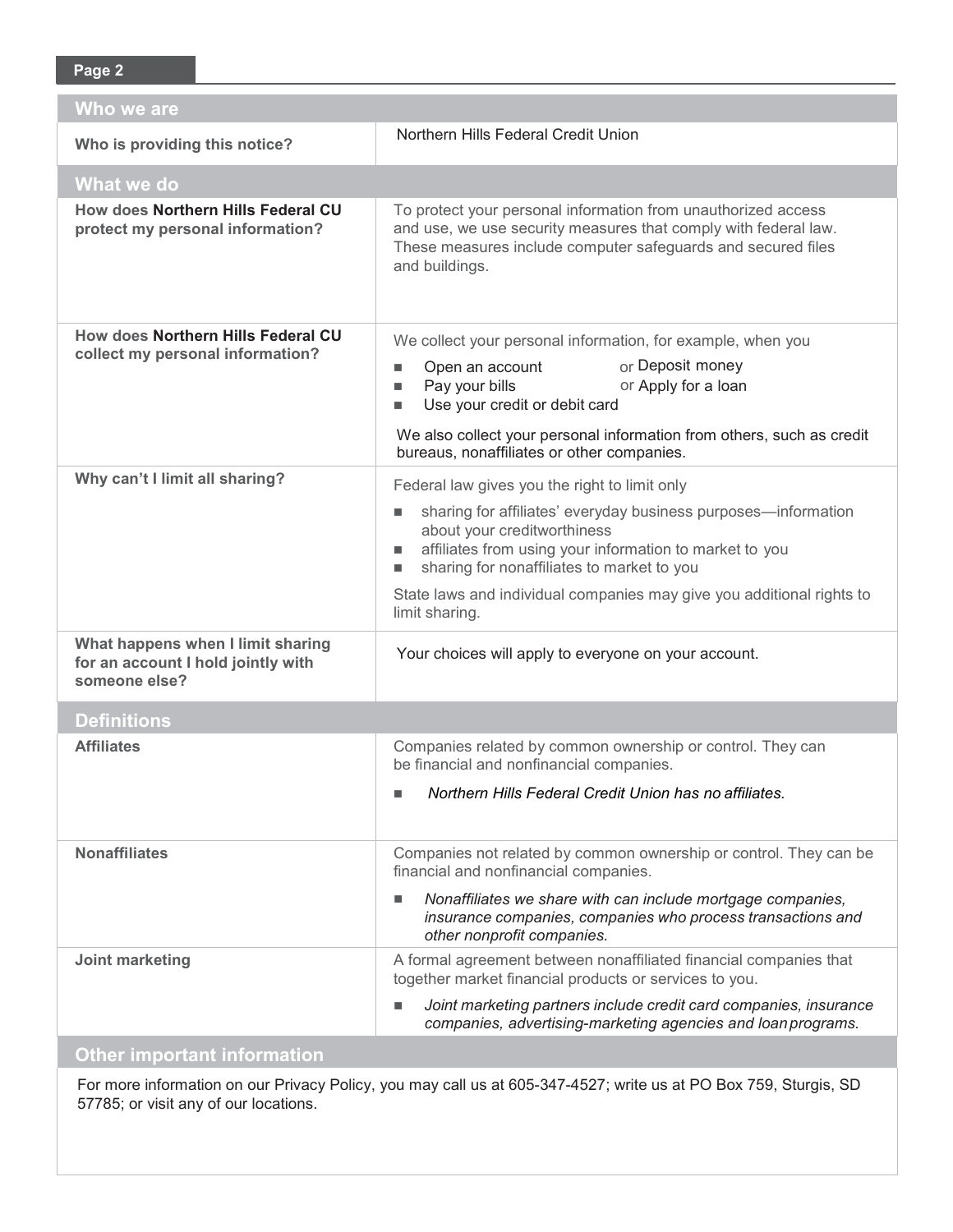## Who we are

| | |
|---|---|
| **Who is providing this notice?** | Northern Hills Federal Credit Union |

## What we do

| | |
|---|---|
| **How does Northern Hills Federal CU protect my personal information?** | To protect your personal information from unauthorized access and use, we use security measures that comply with federal law. These measures include computer safeguards and secured files and buildings. |
| **How does Northern Hills Federal CU collect my personal information?** | We collect your personal information, for example, when you<br>■ Open an account or Deposit money<br>■ Pay your bills or Apply for a loan<br>■ Use your credit or debit card<br><br>We also collect your personal information from others, such as credit bureaus, nonaffiliates or other companies. |
| **Why can't I limit all sharing?** | Federal law gives you the right to limit only<br>■ sharing for affiliates' everyday business purposes—information about your creditworthiness<br>■ affiliates from using your information to market to you<br>■ sharing for nonaffiliates to market to you<br><br>State laws and individual companies may give you additional rights to limit sharing. |
| **What happens when I limit sharing for an account I hold jointly with someone else?** | Your choices will apply to everyone on your account. |

## Definitions

| | |
|---|---|
| **Affiliates** | Companies related by common ownership or control. They can be financial and nonfinancial companies.<br>■ *Northern Hills Federal Credit Union has no affiliates.* |
| **Nonaffiliates** | Companies not related by common ownership or control. They can be financial and nonfinancial companies.<br>■ *Nonaffiliates we share with can include mortgage companies, insurance companies, companies who process transactions and other nonprofit companies.* |
| **Joint marketing** | A formal agreement between nonaffiliated financial companies that together market financial products or services to you.<br>■ *Joint marketing partners include credit card companies, insurance companies, advertising-marketing agencies and loan programs.* |

## Other important information

For more information on our Privacy Policy, you may call us at 605-347-4527; write us at PO Box 759, Sturgis, SD 57785; or visit any of our locations.